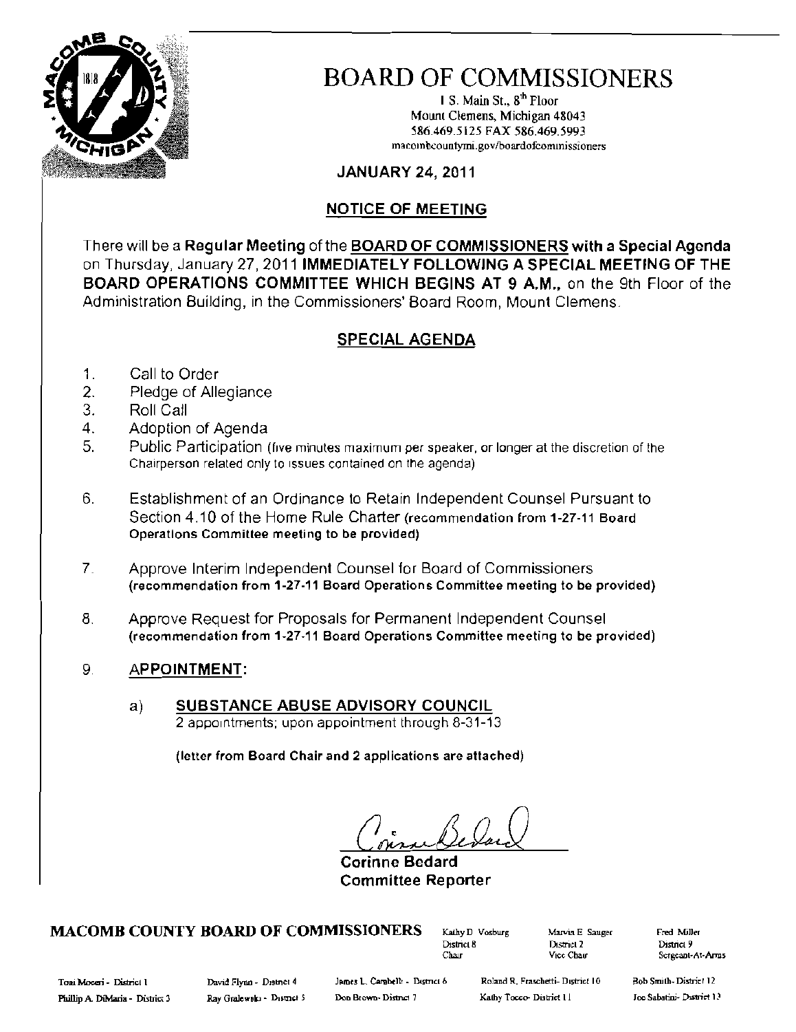# BOARD OF COMMISSIONERS

1 S. Main St., 8th Floor
Mount Clemens, Michigan 48043
586.469.5125 FAX 586.469.5993
macombcountymi.gov/boardofcommissioners

**JANUARY 24, 2011**

## NOTICE OF MEETING

There will be a **Regular Meeting** of the **BOARD OF COMMISSIONERS with a Special Agenda** on Thursday, January 27, 2011 **IMMEDIATELY FOLLOWING A SPECIAL MEETING OF THE BOARD OPERATIONS COMMITTEE WHICH BEGINS AT 9 A.M.,** on the 9th Floor of the Administration Building, in the Commissioners' Board Room, Mount Clemens.

## SPECIAL AGENDA

1. Call to Order
2. Pledge of Allegiance
3. Roll Call
4. Adoption of Agenda
5. Public Participation (five minutes maximum per speaker, or longer at the discretion of the Chairperson related only to issues contained on the agenda)
6. Establishment of an Ordinance to Retain Independent Counsel Pursuant to Section 4.10 of the Home Rule Charter **(recommendation from 1-27-11 Board Operations Committee meeting to be provided)**
7. Approve Interim Independent Counsel for Board of Commissioners **(recommendation from 1-27-11 Board Operations Committee meeting to be provided)**
8. Approve Request for Proposals for Permanent Independent Counsel **(recommendation from 1-27-11 Board Operations Committee meeting to be provided)**
9. **APPOINTMENT:**

   a) **SUBSTANCE ABUSE ADVISORY COUNCIL**
   2 appointments; upon appointment through 8-31-13

   **(letter from Board Chair and 2 applications are attached)**

Corinne Bedard
**Corinne Bedard**
**Committee Reporter**

**MACOMB COUNTY BOARD OF COMMISSIONERS**

Kathy D. Vosburg, District 8, Chair
Marvin E. Sauger, District 2, Vice Chair
Fred Miller, District 9, Sergeant-At-Arms

Toni Moceri - District 1
Phillip A. DiMaria - District 3
David Flynn - District 4
Ray Gralewski - District 5
James L. Carabelli - District 6
Don Brown - District 7
Roland R. Fraschetti - District 10
Kathy Tocco - District 11
Bob Smith - District 12
Joe Sabatini - District 13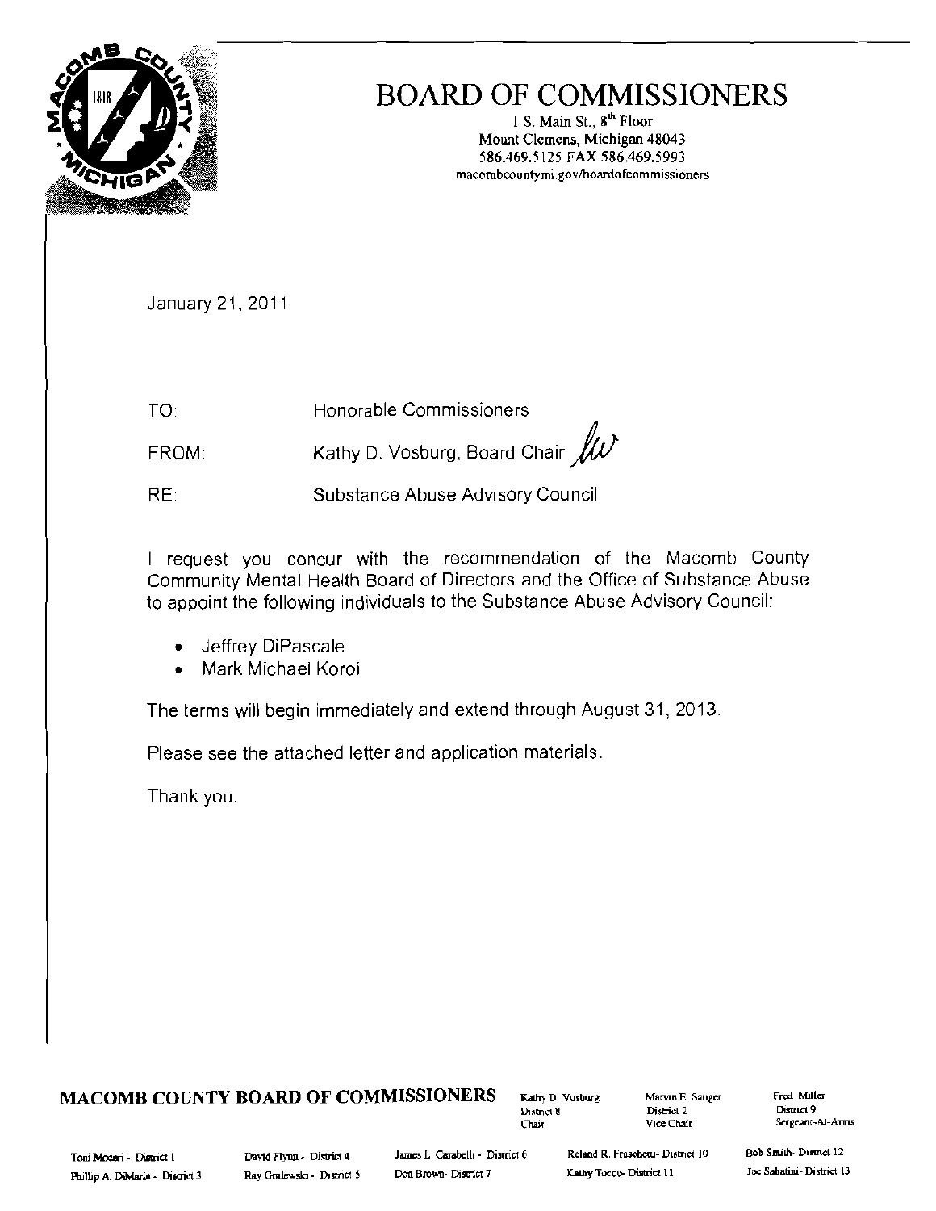# BOARD OF COMMISSIONERS

1 S. Main St., 8th Floor
Mount Clemens, Michigan 48043
586.469.5125 FAX 586.469.5993
macombcountymi.gov/boardofcommissioners

January 21, 2011

TO: Honorable Commissioners

FROM: Kathy D. Vosburg, Board Chair

RE: Substance Abuse Advisory Council

I request you concur with the recommendation of the Macomb County Community Mental Health Board of Directors and the Office of Substance Abuse to appoint the following individuals to the Substance Abuse Advisory Council:

- Jeffrey DiPascale
- Mark Michael Koroi

The terms will begin immediately and extend through August 31, 2013.

Please see the attached letter and application materials.

Thank you.

**MACOMB COUNTY BOARD OF COMMISSIONERS**

Kathy D. Vosburg, District 8, Chair
Marvin E. Sauger, District 2, Vice Chair
Fred Miller, District 9, Sergeant-At-Arms

Toni Moceri - District 1
Phillip A. DiMaria - District 3
David Flynn - District 4
Ray Gralewski - District 5
James L. Carabelli - District 6
Don Brown - District 7
Roland R. Fraschetti - District 10
Kathy Tocco - District 11
Bob Smith - District 12
Joe Sabatini - District 13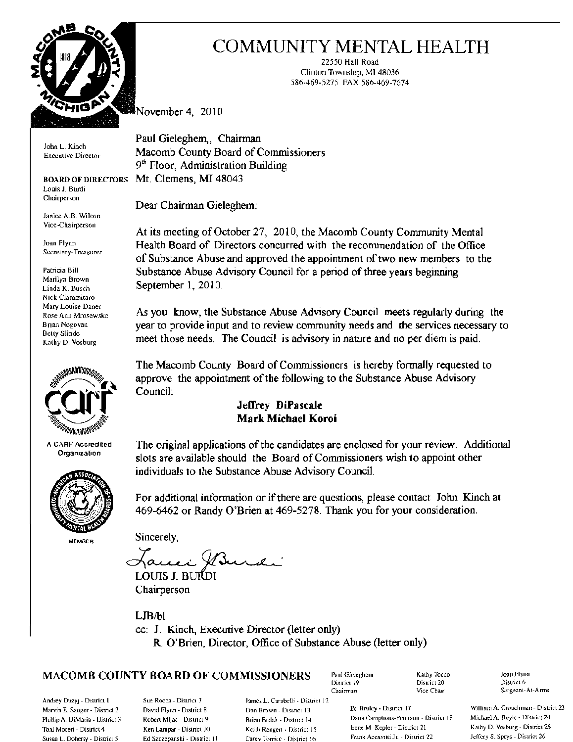# COMMUNITY MENTAL HEALTH

22550 Hall Road
Clinton Township, MI 48036
586-469-5275 FAX 586-469-7674

John L. Kinch
Executive Director

**BOARD OF DIRECTORS**
Louis J. Burdi
Chairperson

Janice A.B. Wilson
Vice-Chairperson

Joan Flynn
Secretary-Treasurer

Patricia Bill
Marilyn Brown
Linda K. Busch
Nick Ciaramitaro
Mary Louise Daner
Rose Ann Mrosewske
Brian Negovan
Betty Slinde
Kathy D. Vosburg

A CARF Accredited Organization

MEMBER

November 4, 2010

Paul Gieleghem,, Chairman
Macomb County Board of Commissioners
9th Floor, Administration Building
Mt. Clemens, MI 48043

Dear Chairman Gieleghem:

At its meeting of October 27, 2010, the Macomb County Community Mental Health Board of Directors concurred with the recommendation of the Office of Substance Abuse and approved the appointment of two new members to the Substance Abuse Advisory Council for a period of three years beginning September 1, 2010.

As you know, the Substance Abuse Advisory Council meets regularly during the year to provide input and to review community needs and the services necessary to meet those needs. The Council is advisory in nature and no per diem is paid.

The Macomb County Board of Commissioners is hereby formally requested to approve the appointment of the following to the Substance Abuse Advisory Council:

**Jeffrey DiPascale**
**Mark Michael Koroi**

The original applications of the candidates are enclosed for your review. Additional slots are available should the Board of Commissioners wish to appoint other individuals to the Substance Abuse Advisory Council.

For additional information or if there are questions, please contact John Kinch at 469-6462 or Randy O'Brien at 469-5278. Thank you for your consideration.

Sincerely,

*Louis J Burdi*
LOUIS J. BURDI
Chairperson

LJB/bl

cc: J. Kinch, Executive Director (letter only)
R. O'Brien, Director, Office of Substance Abuse (letter only)

## MACOMB COUNTY BOARD OF COMMISSIONERS

Paul Gieleghem, District 19, Chairman
Kathy Tocco, District 20, Vice Chair
Joan Flynn, District 6, Sergeant-At-Arms

Andrey Duzyj - District 1
Marvin E. Sauger - District 2
Phillip A. DiMaria - District 3
Toni Moceri - District 4
Susan L. Doherty - District 5
Sue Rocca - District 7
David Flynn - District 8
Robert Mijac - District 9
Ken Lampar - District 10
Ed Szczepanski - District 11
James L. Carabelli - District 12
Don Brown - District 13
Brian Brdak - District 14
Keith Rengert - District 15
Carey Torrice - District 16
Ed Bruley - District 17
Dana Camphous-Peterson - District 18
Irene M. Kepler - District 21
Frank Accavitti Jr. - District 22
William A. Crouchman - District 23
Michael A. Boyle - District 24
Kathy D. Vosburg - District 25
Jeffery S. Sprys - District 26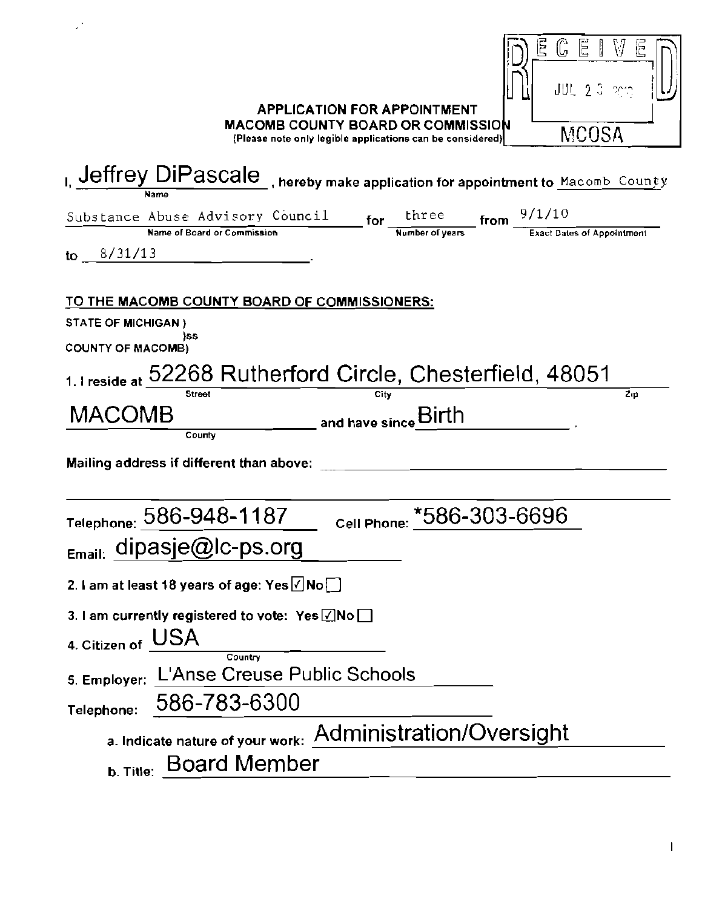RECEIVED
JUL 23 2010
MCOSA

**APPLICATION FOR APPOINTMENT**
**MACOMB COUNTY BOARD OR COMMISSION**
(Please note only legible applications can be considered)

I, Jeffrey DiPascale (Name), hereby make application for appointment to Macomb County Substance Abuse Advisory Council (Name of Board or Commission) for three (Number of years) from 9/1/10 (Exact Dates of Appointment) to 8/31/13.

**TO THE MACOMB COUNTY BOARD OF COMMISSIONERS:**

**STATE OF MICHIGAN )**
**)ss**
**COUNTY OF MACOMB)**

1. I reside at 52268 Rutherford Circle (Street), Chesterfield (City), 48051 (Zip)
MACOMB (County) and have since Birth.

Mailing address if different than above: ____________________

Telephone: 586-948-1187 Cell Phone: *586-303-6696

Email: dipasje@lc-ps.org

2. I am at least 18 years of age: Yes ☑ No ☐

3. I am currently registered to vote: Yes ☑ No ☐

4. Citizen of USA (Country)

5. Employer: L'Anse Creuse Public Schools

Telephone: 586-783-6300

a. Indicate nature of your work: Administration/Oversight

b. Title: Board Member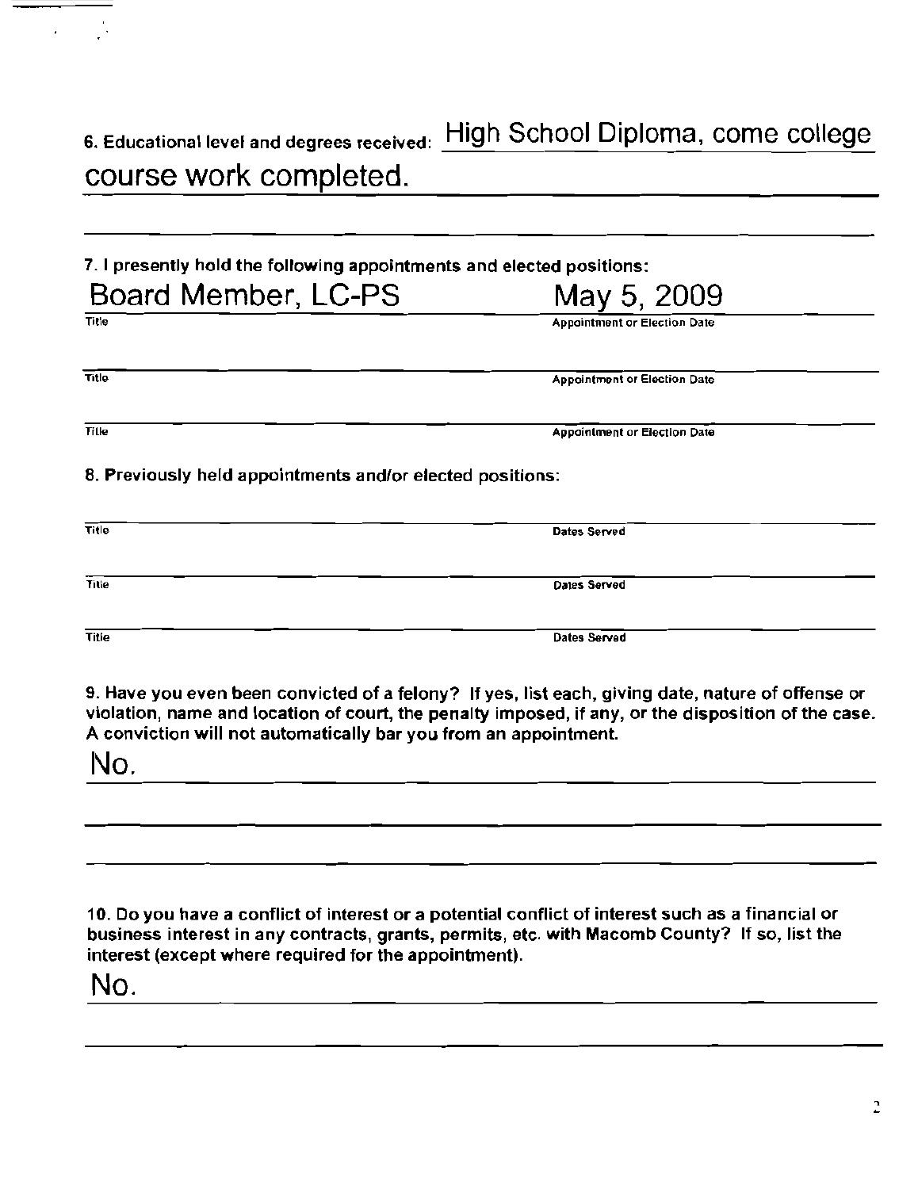6. Educational level and degrees received: High School Diploma, come college course work completed.

7. I presently hold the following appointments and elected positions:

| Title | Appointment or Election Date |
|---|---|
| Board Member, LC-PS | May 5, 2009 |
| | |
| | |

8. Previously held appointments and/or elected positions:

| Title | Dates Served |
|---|---|
| | |
| | |
| | |

9. Have you even been convicted of a felony? If yes, list each, giving date, nature of offense or violation, name and location of court, the penalty imposed, if any, or the disposition of the case. A conviction will not automatically bar you from an appointment.

No.

10. Do you have a conflict of interest or a potential conflict of interest such as a financial or business interest in any contracts, grants, permits, etc. with Macomb County? If so, list the interest (except where required for the appointment).

No.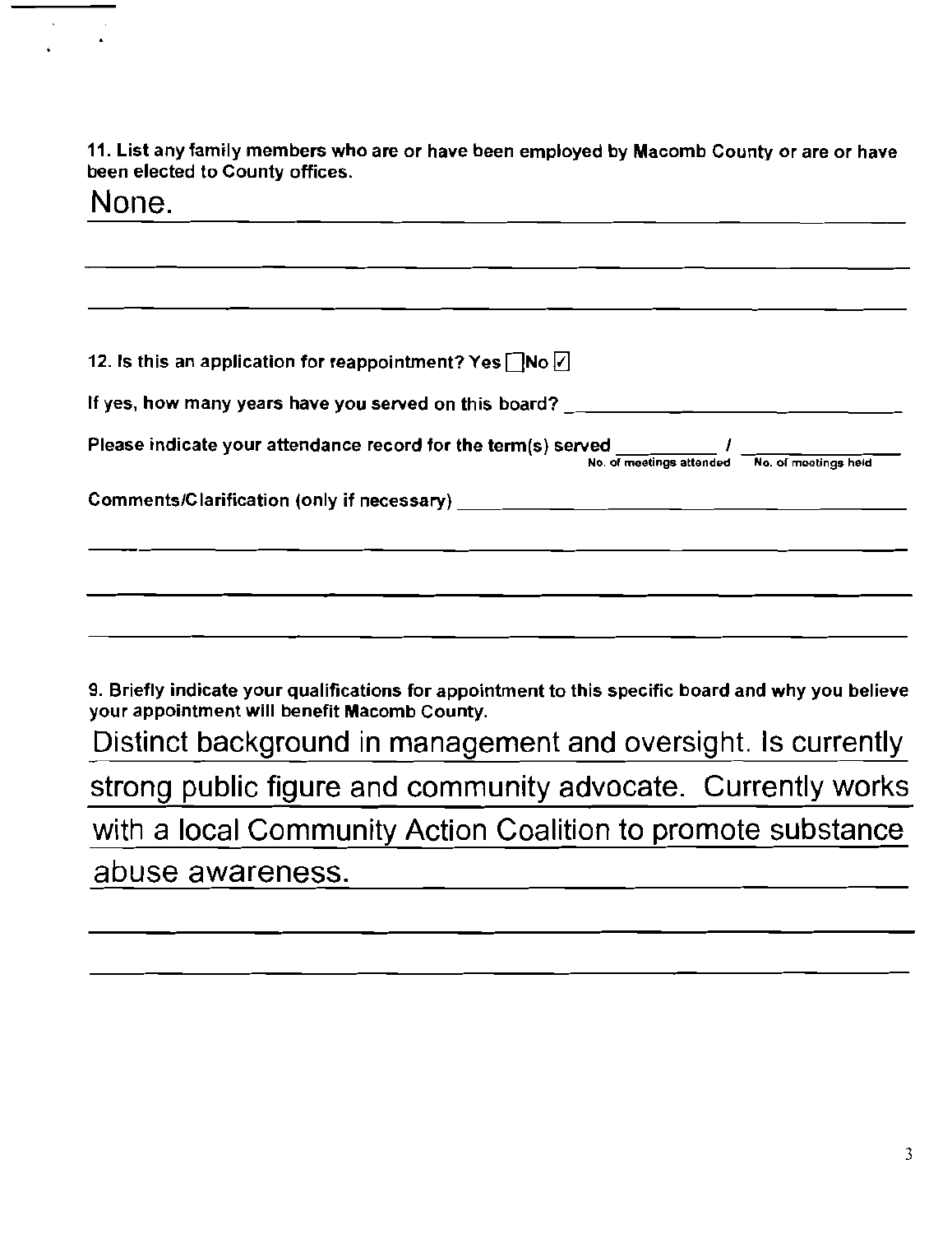**11. List any family members who are or have been employed by Macomb County or are or have been elected to County offices.**

None.

**12. Is this an application for reappointment?** Yes ☐ No ☑

**If yes, how many years have you served on this board?** ____________________

**Please indicate your attendance record for the term(s) served** __________ / __________
(No. of meetings attended / No. of meetings held)

**Comments/Clarification (only if necessary)** ____________________

**9. Briefly indicate your qualifications for appointment to this specific board and why you believe your appointment will benefit Macomb County.**

Distinct background in management and oversight. Is currently strong public figure and community advocate. Currently works with a local Community Action Coalition to promote substance abuse awareness.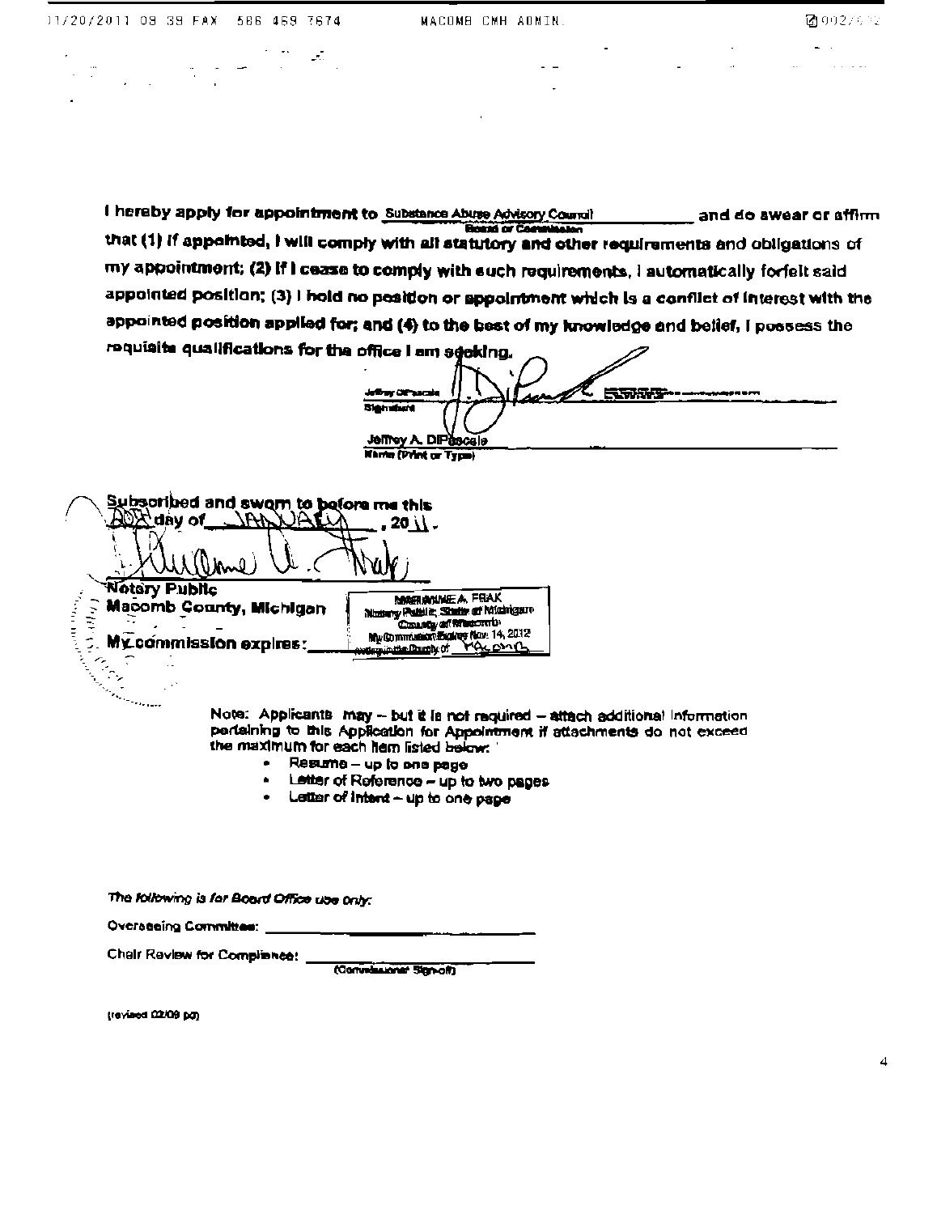I hereby apply for appointment to Substance Abuse Advisory Council and do swear or affirm that (1) if appointed, I will comply with all statutory and other requirements and obligations of my appointment; (2) if I cease to comply with such requirements, I automatically forfeit said appointed position; (3) I hold no position or appointment which is a conflict of interest with the appointed position applied for; and (4) to the best of my knowledge and belief, I possess the requisite qualifications for the office I am seeking.

Board or Commission

Jeffrey DiPascale

Signature

Jeffrey A. DiPascale

Name (Print or Type)

Subscribed and sworn to before me this 20th day of JANUARY, 2011.

Notary Public
Macomb County, Michigan
My commission expires: 

MARIANNE A. FRAK
Notary Public, State of Michigan
County of Macomb
My Commission Expires Nov. 14, 2012
Acting in the County of MACOMB

Note: Applicants may – but it is not required – attach additional information pertaining to this Application for Appointment if attachments do not exceed the maximum for each item listed below:

- Resume – up to one page
- Letter of Reference – up to two pages
- Letter of Intent – up to one page

*The following is for Board Office use only:*

Overseeing Committee: ____________________

Chair Review for Compliance: ____________________
(Commissioner Sign-off)

(revised 02/09 pd)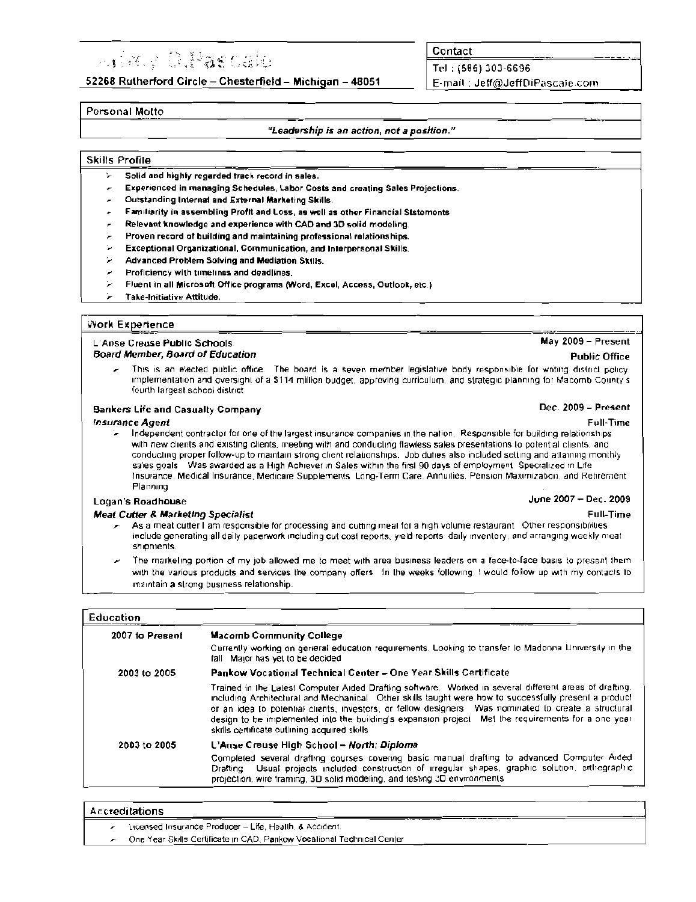# Jeffrey DiPascale

**52268 Rutherford Circle – Chesterfield – Michigan – 48051**

**Contact**

Tel.: (586) 303-6696

E-mail: Jeff@JeffDiPascale.com

## Personal Motto

***"Leadership is an action, not a position."***

## Skills Profile

- **Solid and highly regarded track record in sales.**
- **Experienced in managing Schedules, Labor Costs and creating Sales Projections.**
- **Outstanding Internal and External Marketing Skills.**
- **Familiarity in assembling Profit and Loss, as well as other Financial Statements**
- **Relevant knowledge and experience with CAD and 3D solid modeling.**
- **Proven record of building and maintaining professional relationships.**
- **Exceptional Organizational, Communication, and Interpersonal Skills.**
- **Advanced Problem Solving and Mediation Skills.**
- **Proficiency with timelines and deadlines.**
- **Fluent in all Microsoft Office programs (Word, Excel, Access, Outlook, etc.)**
- **Take-Initiative Attitude.**

## Work Experience

L'Anse Creuse Public Schools — **May 2009 – Present**

***Board Member, Board of Education*** — **Public Office**

- This is an elected public office. The board is a seven member legislative body responsible for writing district policy, implementation and oversight of a $114 million budget, approving curriculum, and strategic planning for Macomb County's fourth largest school district.

**Bankers Life and Casualty Company** — **Dec. 2009 – Present**

***Insurance Agent*** — Full-Time

- Independent contractor for one of the largest insurance companies in the nation. Responsible for building relationships with new clients and existing clients, meeting with and conducting flawless sales presentations to potential clients, and conducting proper follow-up to maintain strong client relationships. Job duties also included setting and attaining monthly sales goals. Was awarded as a High Achiever in Sales within the first 90 days of employment. Specialized in Life Insurance, Medical Insurance, Medicare Supplements, Long-Term Care, Annuities, Pension Maximization, and Retirement Planning.

Logan's Roadhouse — June 2007 – Dec. 2009

***Meat Cutter & Marketing Specialist*** — Full-Time

- As a meat cutter I am responsible for processing and cutting meat for a high volume restaurant. Other responsibilities include generating all daily paperwork including cut cost reports, yield reports, daily inventory, and arranging weekly meat shipments.
- The marketing portion of my job allowed me to meet with area business leaders on a face-to-face basis to present them with the various products and services the company offers. In the weeks following, I would follow up with my contacts to maintain a strong business relationship.

## Education

**2007 to Present** — **Macomb Community College**

Currently working on general education requirements. Looking to transfer to Madonna University in the fall. Major has yet to be decided.

**2003 to 2005** — **Pankow Vocational Technical Center – One Year Skills Certificate**

Trained in the Latest Computer Aided Drafting software. Worked in several different areas of drafting, including Architectural and Mechanical. Other skills taught were how to successfully present a product or an idea to potential clients, investors, or fellow designers. Was nominated to create a structural design to be implemented into the building's expansion project. Met the requirements for a one year skills certificate outlining acquired skills.

**2003 to 2005** — **L'Anse Creuse High School – North; *Diploma***

Completed several drafting courses covering basic manual drafting to advanced Computer Aided Drafting. Usual projects included construction of irregular shapes, graphic solution, orthographic projection, wire framing, 3D solid modeling, and testing 3D environments.

## Accreditations

- Licensed Insurance Producer – Life, Health, & Accident.
- One Year Skills Certificate in CAD, Pankow Vocational Technical Center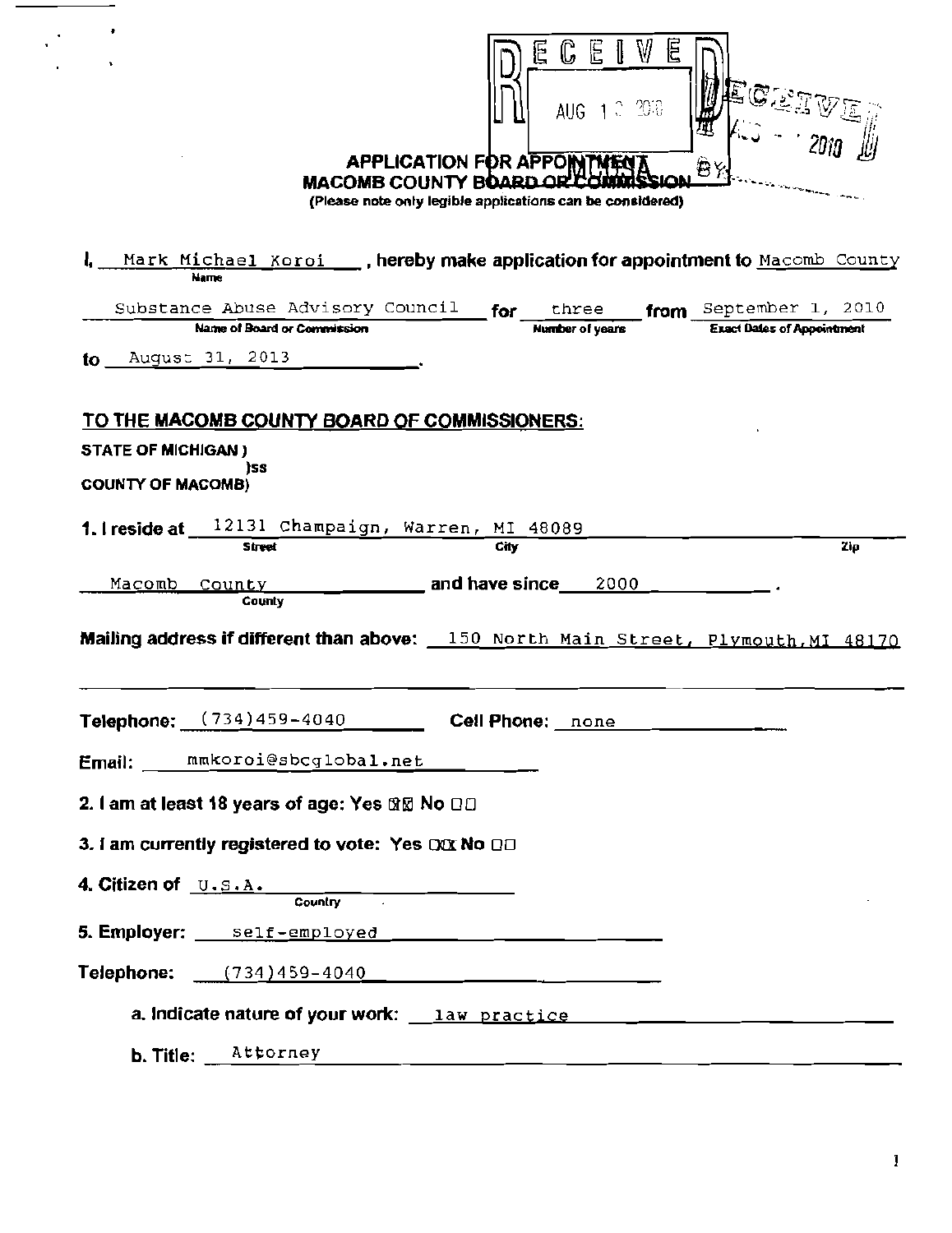RECEIVED
AUG 1 3 2010

RECEIVED
AUG - - 2010
BY

## APPLICATION FOR APPOINTMENT
## MACOMB COUNTY BOARD OR COMMISSION

(Please note only legible applications can be considered)

I, Mark Michael Koroi (Name), hereby make application for appointment to Macomb County Substance Abuse Advisory Council (Name of Board or Commission) for three (Number of years) from September 1, 2010 (Exact Dates of Appointment) to August 31, 2013.

**TO THE MACOMB COUNTY BOARD OF COMMISSIONERS:**

**STATE OF MICHIGAN )**
**)ss**
**COUNTY OF MACOMB)**

**1. I reside at** 12131 Champaign, Warren, MI 48089 (Street, City, Zip)

Macomb County (County) **and have since** 2000.

**Mailing address if different than above:** 150 North Main Street, Plymouth, MI 48170

**Telephone:** (734)459-4040 **Cell Phone:** none

**Email:** mmkoroi@sbcglobal.net

**2. I am at least 18 years of age: Yes** ☒ **No** ☐

**3. I am currently registered to vote: Yes** ☒ **No** ☐

**4. Citizen of** U.S.A. (Country)

**5. Employer:** self-employed

**Telephone:** (734)459-4040

**a. Indicate nature of your work:** law practice

**b. Title:** Attorney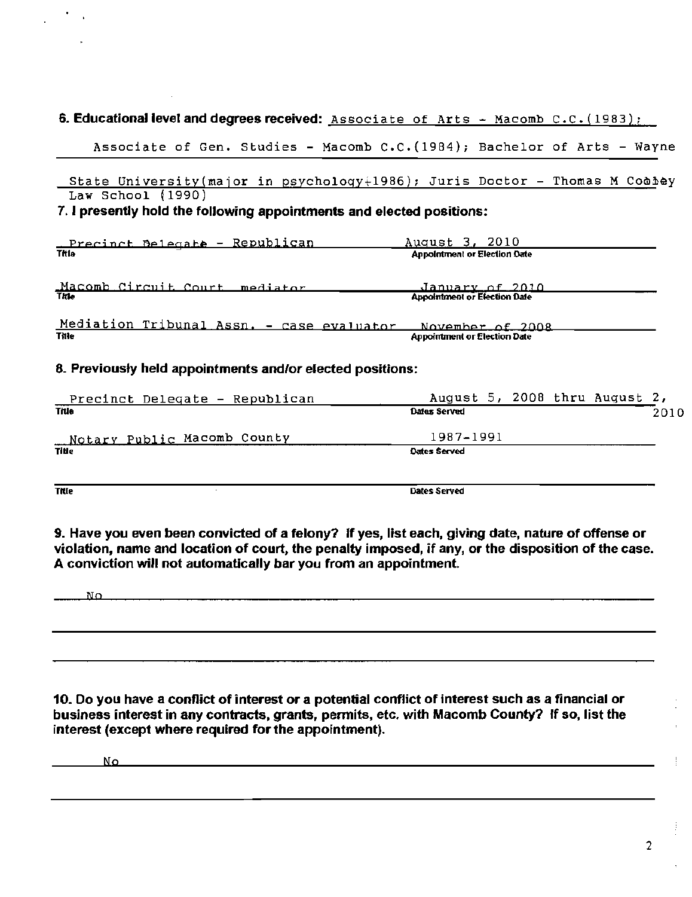**6. Educational level and degrees received:** Associate of Arts - Macomb C.C.(1983); Associate of Gen. Studies - Macomb C.C.(1984); Bachelor of Arts - Wayne State University(major in psychology+1986); Juris Doctor - Thomas M Cooley Law School (1990)

**7. I presently hold the following appointments and elected positions:**

| Title | Appointment or Election Date |
|---|---|
| Precinct Delegate - Republican | August 3, 2010 |
| Macomb Circuit Court mediator | January of 2010 |
| Mediation Tribunal Assn. - case evaluator | November of 2008 |

**8. Previously held appointments and/or elected positions:**

| Title | Dates Served |
|---|---|
| Precinct Delegate - Republican | August 5, 2008 thru August 2, 2010 |
| Notary Public Macomb County | 1987-1991 |
| | |

**9. Have you even been convicted of a felony? If yes, list each, giving date, nature of offense or violation, name and location of court, the penalty imposed, if any, or the disposition of the case. A conviction will not automatically bar you from an appointment.**

No

**10. Do you have a conflict of interest or a potential conflict of interest such as a financial or business interest in any contracts, grants, permits, etc. with Macomb County? If so, list the interest (except where required for the appointment).**

No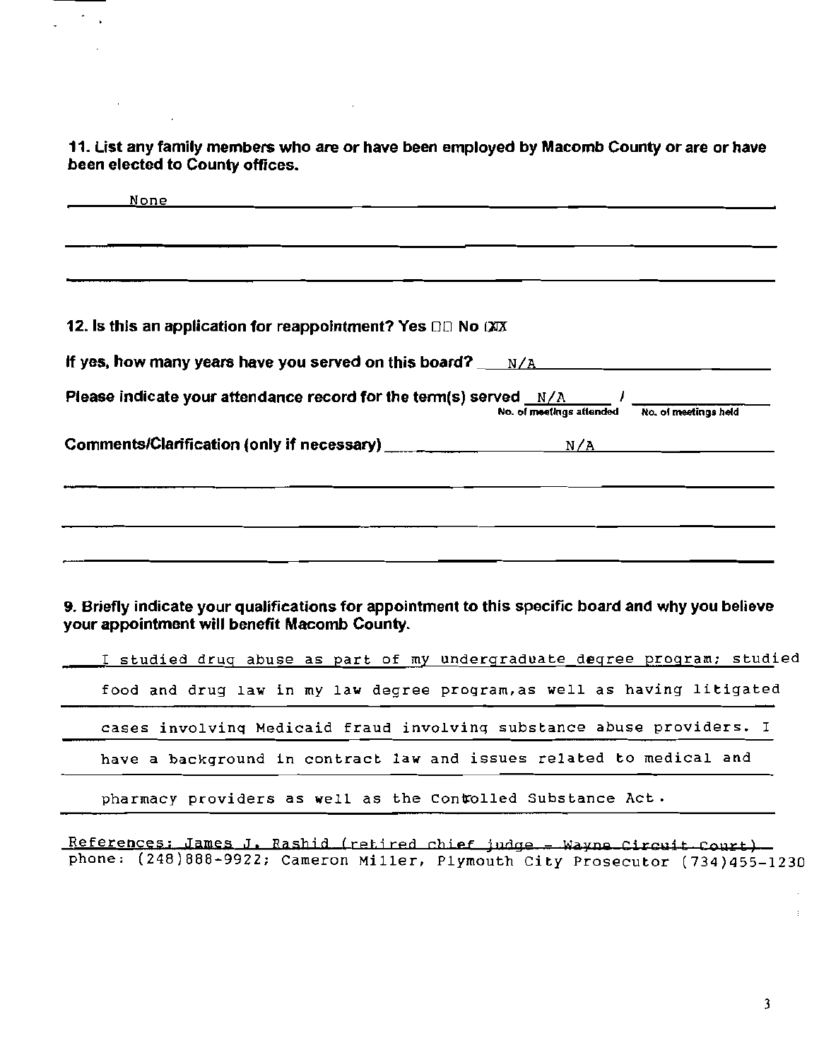**11. List any family members who are or have been employed by Macomb County or are or have been elected to County offices.**

None

**12. Is this an application for reappointment? Yes ☐☐ No ☒**

**If yes, how many years have you served on this board?** N/A

**Please indicate your attendance record for the term(s) served** N/A / ______
No. of meetings attended / No. of meetings held

**Comments/Clarification (only if necessary)** N/A

**9. Briefly indicate your qualifications for appointment to this specific board and why you believe your appointment will benefit Macomb County.**

I studied drug abuse as part of my undergraduate degree program; studied food and drug law in my law degree program, as well as having litigated cases involving Medicaid fraud involving substance abuse providers. I have a background in contract law and issues related to medical and pharmacy providers as well as the Controlled Substance Act.

References: James J. Rashid (retired chief judge - Wayne Circuit Court) phone: (248)888-9922; Cameron Miller, Plymouth City Prosecutor (734)455-1230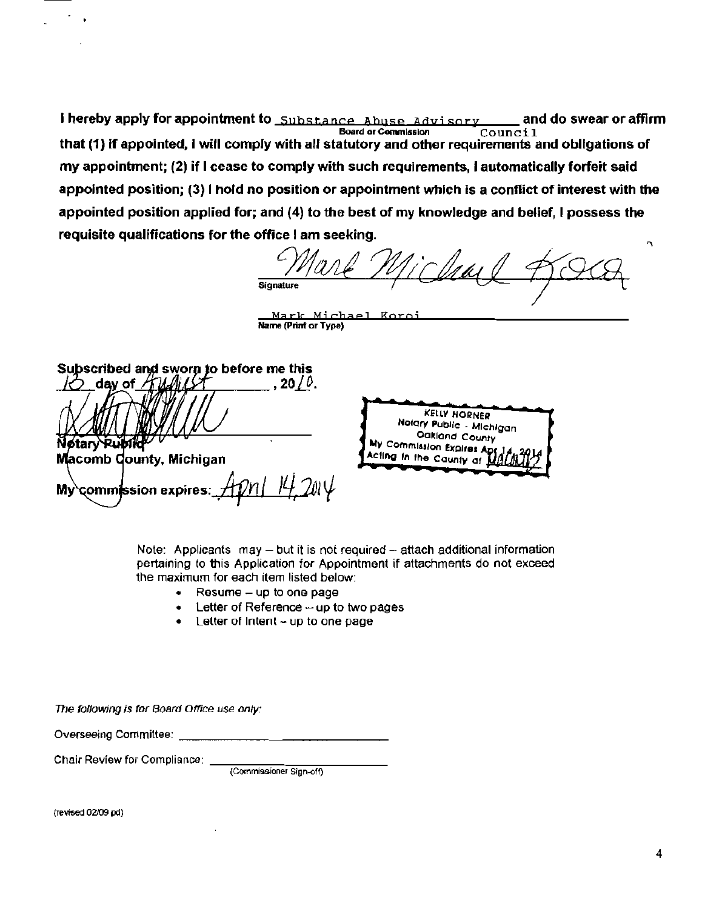I hereby apply for appointment to Substance Abuse Advisory Council (Board or Commission) and do swear or affirm that (1) if appointed, I will comply with all statutory and other requirements and obligations of my appointment; (2) if I cease to comply with such requirements, I automatically forfeit said appointed position; (3) I hold no position or appointment which is a conflict of interest with the appointed position applied for; and (4) to the best of my knowledge and belief, I possess the requisite qualifications for the office I am seeking.

Mark Michael Koroi
Signature

Mark Michael Koroi
Name (Print or Type)

Subscribed and sworn to before me this 13 day of August, 2010.

Notary Public
Macomb County, Michigan

My commission expires: April 14, 2014

KELLY HORNER
Notary Public - Michigan
Oakland County
My Commission Expires Apr 14, 2014
Acting in the County of Macomb

Note: Applicants may – but it is not required – attach additional information pertaining to this Application for Appointment if attachments do not exceed the maximum for each item listed below:

- Resume – up to one page
- Letter of Reference – up to two pages
- Letter of Intent – up to one page

*The following is for Board Office use only:*

Overseeing Committee: ____________________

Chair Review for Compliance: ____________________
(Commissioner Sign-off)

(revised 02/09 pd)